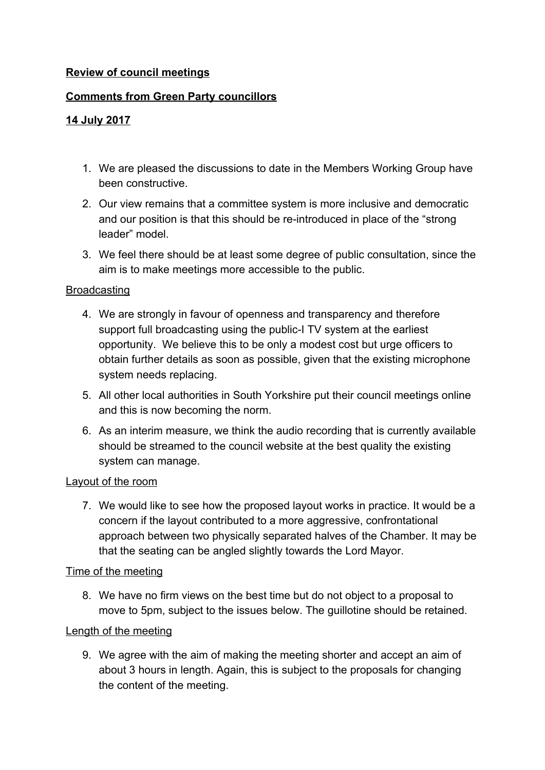**Review of council meetings**

**Comments from Green Party councillors**

**14 July 2017**

1. We are pleased the discussions to date in the Members Working Group have been constructive.
2. Our view remains that a committee system is more inclusive and democratic and our position is that this should be re-introduced in place of the "strong leader" model.
3. We feel there should be at least some degree of public consultation, since the aim is to make meetings more accessible to the public.

Broadcasting

4. We are strongly in favour of openness and transparency and therefore support full broadcasting using the public-I TV system at the earliest opportunity. We believe this to be only a modest cost but urge officers to obtain further details as soon as possible, given that the existing microphone system needs replacing.
5. All other local authorities in South Yorkshire put their council meetings online and this is now becoming the norm.
6. As an interim measure, we think the audio recording that is currently available should be streamed to the council website at the best quality the existing system can manage.

Layout of the room

7. We would like to see how the proposed layout works in practice. It would be a concern if the layout contributed to a more aggressive, confrontational approach between two physically separated halves of the Chamber. It may be that the seating can be angled slightly towards the Lord Mayor.

Time of the meeting

8. We have no firm views on the best time but do not object to a proposal to move to 5pm, subject to the issues below. The guillotine should be retained.

Length of the meeting

9. We agree with the aim of making the meeting shorter and accept an aim of about 3 hours in length. Again, this is subject to the proposals for changing the content of the meeting.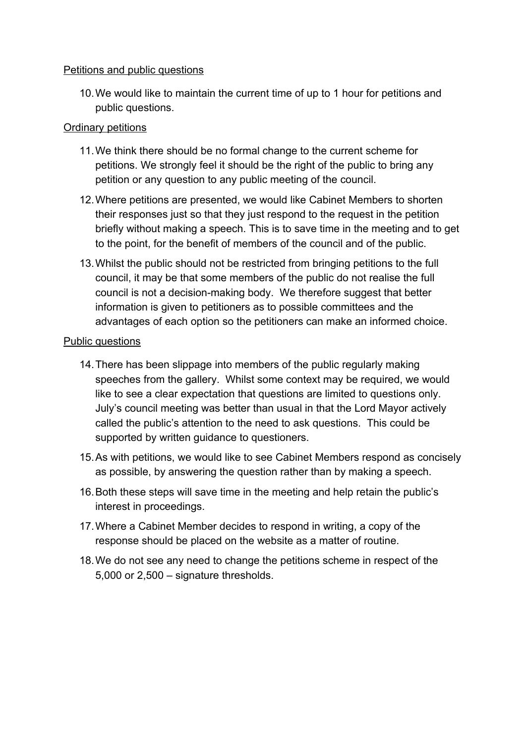Petitions and public questions

10. We would like to maintain the current time of up to 1 hour for petitions and public questions.

Ordinary petitions

11. We think there should be no formal change to the current scheme for petitions. We strongly feel it should be the right of the public to bring any petition or any question to any public meeting of the council.
12. Where petitions are presented, we would like Cabinet Members to shorten their responses just so that they just respond to the request in the petition briefly without making a speech. This is to save time in the meeting and to get to the point, for the benefit of members of the council and of the public.
13. Whilst the public should not be restricted from bringing petitions to the full council, it may be that some members of the public do not realise the full council is not a decision-making body. We therefore suggest that better information is given to petitioners as to possible committees and the advantages of each option so the petitioners can make an informed choice.

Public questions

14. There has been slippage into members of the public regularly making speeches from the gallery. Whilst some context may be required, we would like to see a clear expectation that questions are limited to questions only. July's council meeting was better than usual in that the Lord Mayor actively called the public's attention to the need to ask questions. This could be supported by written guidance to questioners.
15. As with petitions, we would like to see Cabinet Members respond as concisely as possible, by answering the question rather than by making a speech.
16. Both these steps will save time in the meeting and help retain the public's interest in proceedings.
17. Where a Cabinet Member decides to respond in writing, a copy of the response should be placed on the website as a matter of routine.
18. We do not see any need to change the petitions scheme in respect of the 5,000 or 2,500 – signature thresholds.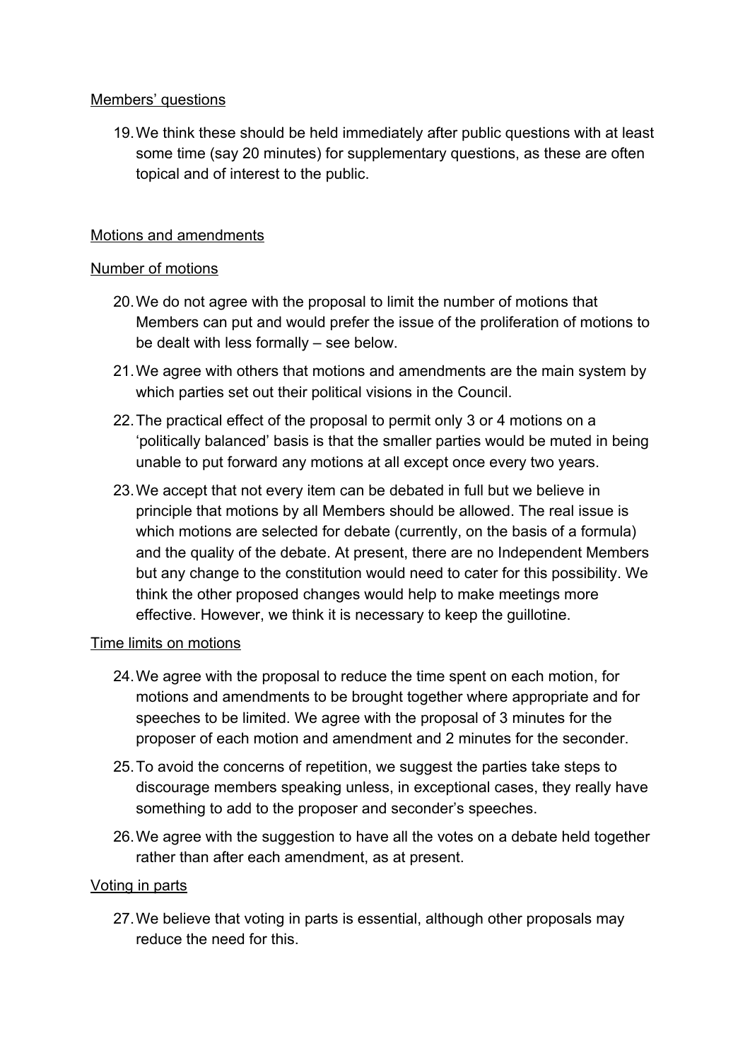Members' questions

19. We think these should be held immediately after public questions with at least some time (say 20 minutes) for supplementary questions, as these are often topical and of interest to the public.

Motions and amendments

Number of motions

20. We do not agree with the proposal to limit the number of motions that Members can put and would prefer the issue of the proliferation of motions to be dealt with less formally – see below.
21. We agree with others that motions and amendments are the main system by which parties set out their political visions in the Council.
22. The practical effect of the proposal to permit only 3 or 4 motions on a 'politically balanced' basis is that the smaller parties would be muted in being unable to put forward any motions at all except once every two years.
23. We accept that not every item can be debated in full but we believe in principle that motions by all Members should be allowed. The real issue is which motions are selected for debate (currently, on the basis of a formula) and the quality of the debate. At present, there are no Independent Members but any change to the constitution would need to cater for this possibility. We think the other proposed changes would help to make meetings more effective. However, we think it is necessary to keep the guillotine.

Time limits on motions

24. We agree with the proposal to reduce the time spent on each motion, for motions and amendments to be brought together where appropriate and for speeches to be limited. We agree with the proposal of 3 minutes for the proposer of each motion and amendment and 2 minutes for the seconder.
25. To avoid the concerns of repetition, we suggest the parties take steps to discourage members speaking unless, in exceptional cases, they really have something to add to the proposer and seconder's speeches.
26. We agree with the suggestion to have all the votes on a debate held together rather than after each amendment, as at present.

Voting in parts

27. We believe that voting in parts is essential, although other proposals may reduce the need for this.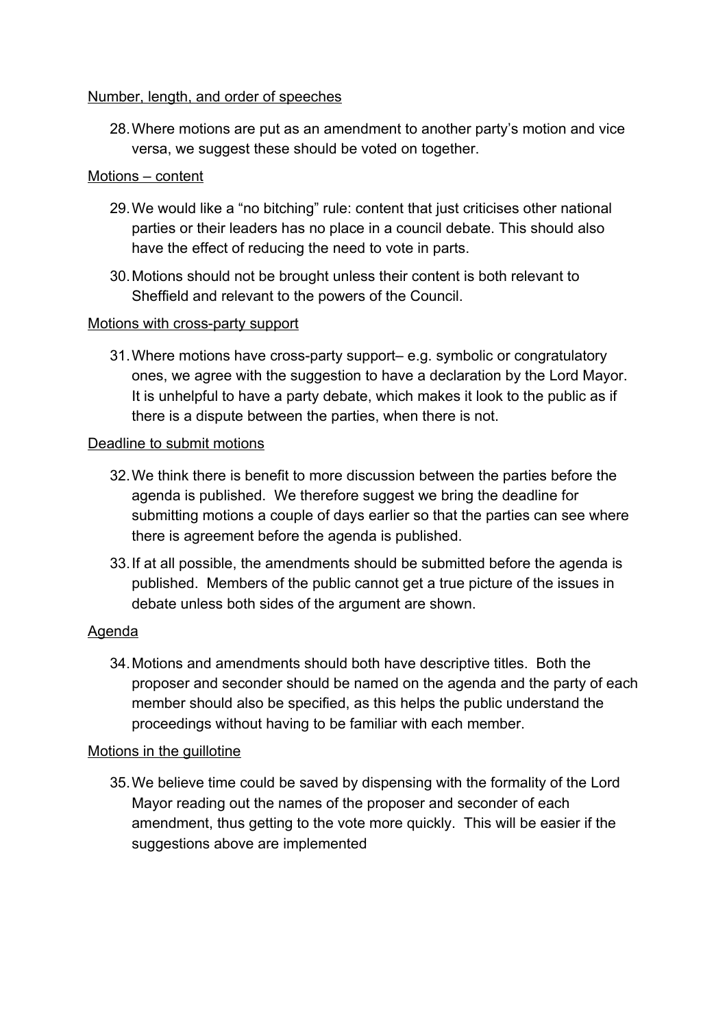Number, length, and order of speeches

28. Where motions are put as an amendment to another party's motion and vice versa, we suggest these should be voted on together.

Motions – content

29. We would like a "no bitching" rule: content that just criticises other national parties or their leaders has no place in a council debate. This should also have the effect of reducing the need to vote in parts.

30. Motions should not be brought unless their content is both relevant to Sheffield and relevant to the powers of the Council.

Motions with cross-party support

31. Where motions have cross-party support– e.g. symbolic or congratulatory ones, we agree with the suggestion to have a declaration by the Lord Mayor. It is unhelpful to have a party debate, which makes it look to the public as if there is a dispute between the parties, when there is not.

Deadline to submit motions

32. We think there is benefit to more discussion between the parties before the agenda is published. We therefore suggest we bring the deadline for submitting motions a couple of days earlier so that the parties can see where there is agreement before the agenda is published.

33. If at all possible, the amendments should be submitted before the agenda is published. Members of the public cannot get a true picture of the issues in debate unless both sides of the argument are shown.

Agenda

34. Motions and amendments should both have descriptive titles. Both the proposer and seconder should be named on the agenda and the party of each member should also be specified, as this helps the public understand the proceedings without having to be familiar with each member.

Motions in the guillotine

35. We believe time could be saved by dispensing with the formality of the Lord Mayor reading out the names of the proposer and seconder of each amendment, thus getting to the vote more quickly. This will be easier if the suggestions above are implemented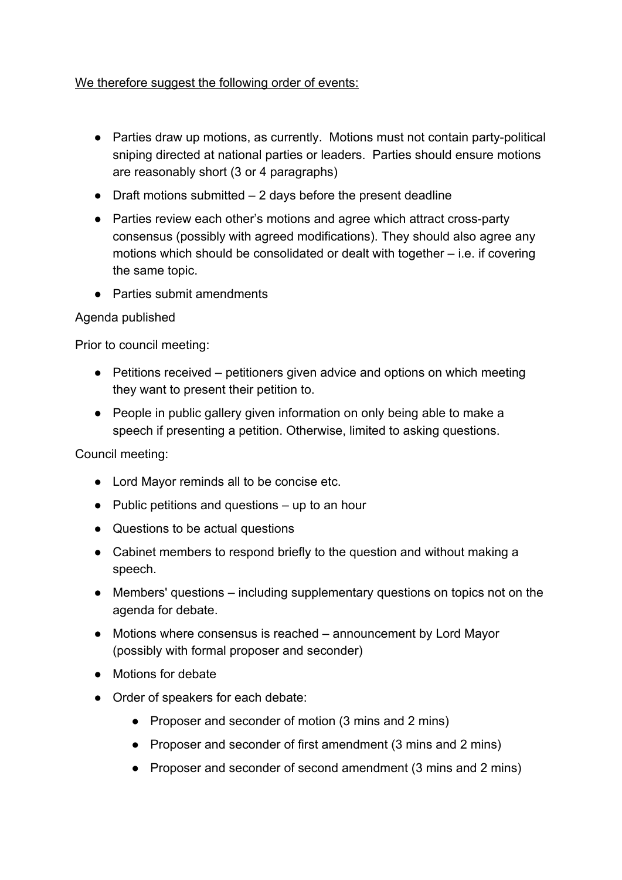<u>We therefore suggest the following order of events:</u>

- Parties draw up motions, as currently. Motions must not contain party-political sniping directed at national parties or leaders. Parties should ensure motions are reasonably short (3 or 4 paragraphs)
- Draft motions submitted – 2 days before the present deadline
- Parties review each other's motions and agree which attract cross-party consensus (possibly with agreed modifications). They should also agree any motions which should be consolidated or dealt with together – i.e. if covering the same topic.
- Parties submit amendments

Agenda published

Prior to council meeting:

- Petitions received – petitioners given advice and options on which meeting they want to present their petition to.
- People in public gallery given information on only being able to make a speech if presenting a petition. Otherwise, limited to asking questions.

Council meeting:

- Lord Mayor reminds all to be concise etc.
- Public petitions and questions – up to an hour
- Questions to be actual questions
- Cabinet members to respond briefly to the question and without making a speech.
- Members' questions – including supplementary questions on topics not on the agenda for debate.
- Motions where consensus is reached – announcement by Lord Mayor (possibly with formal proposer and seconder)
- Motions for debate
- Order of speakers for each debate:
  - Proposer and seconder of motion (3 mins and 2 mins)
  - Proposer and seconder of first amendment (3 mins and 2 mins)
  - Proposer and seconder of second amendment (3 mins and 2 mins)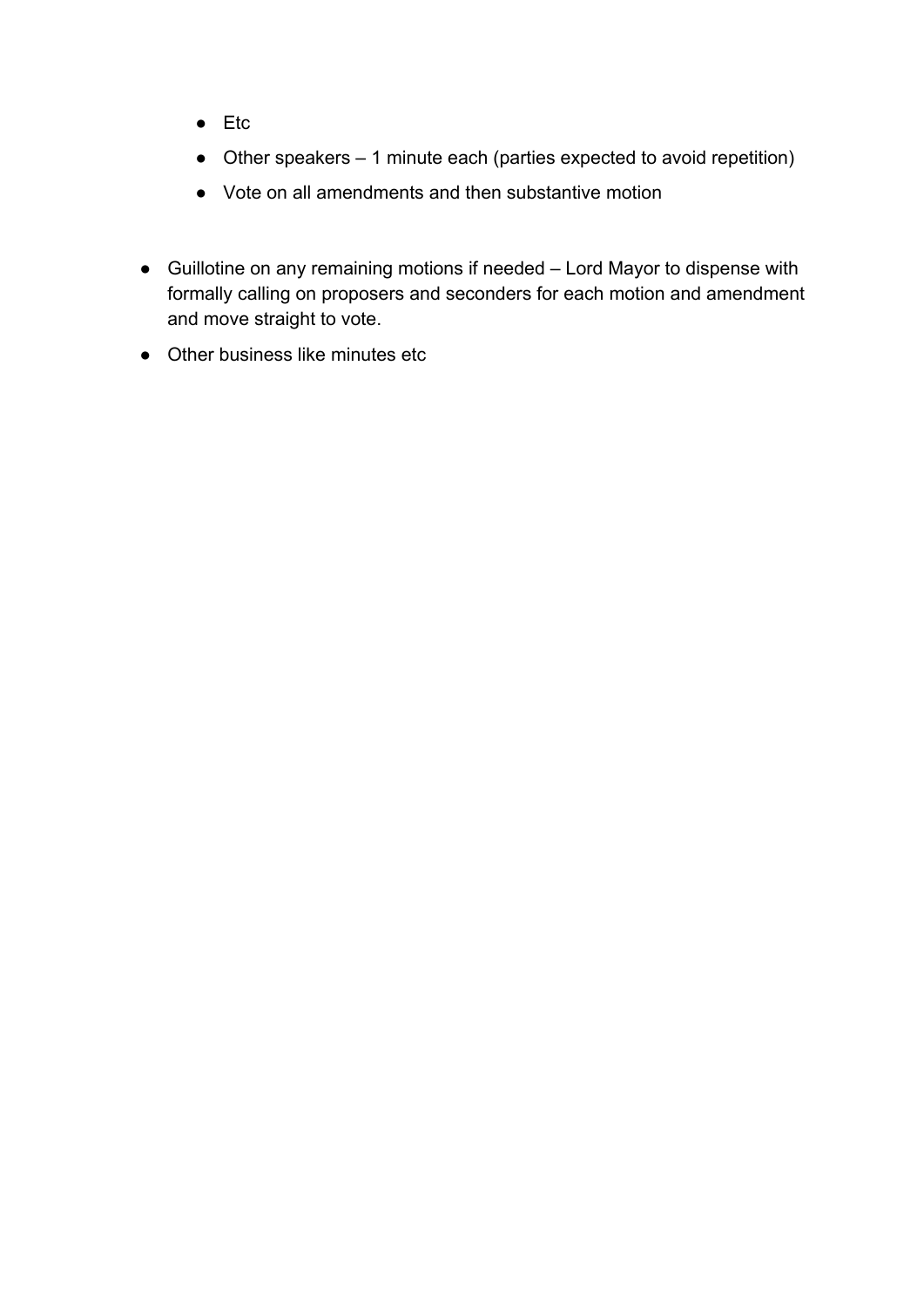- Etc
- Other speakers – 1 minute each (parties expected to avoid repetition)
- Vote on all amendments and then substantive motion

- Guillotine on any remaining motions if needed – Lord Mayor to dispense with formally calling on proposers and seconders for each motion and amendment and move straight to vote.
- Other business like minutes etc